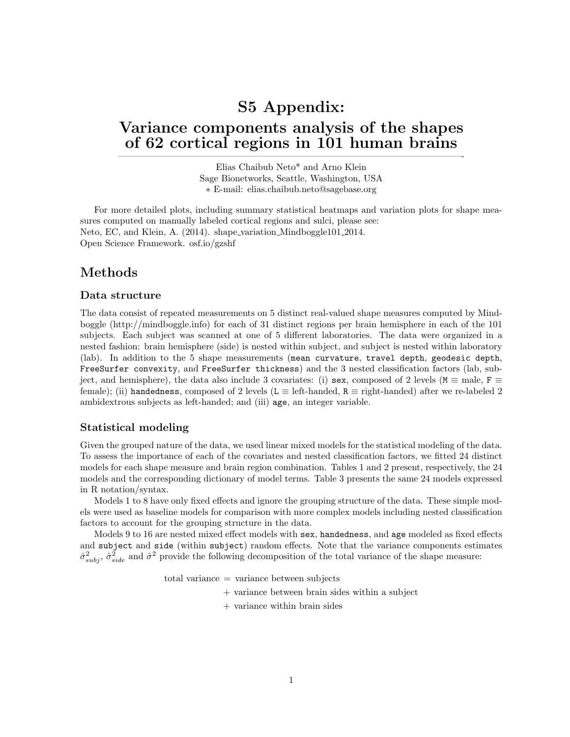# S5 Appendix: Variance components analysis of the shapes of 62 cortical regions in 101 human brains

Elias Chaibub Neto* and Arno Klein
Sage Bionetworks, Seattle, Washington, USA
* E-mail: elias.chaibub.neto@sagebase.org

For more detailed plots, including summary statistical heatmaps and variation plots for shape measures computed on manually labeled cortical regions and sulci, please see:
Neto, EC, and Klein, A. (2014). shape_variation_Mindboggle101_2014.
Open Science Framework. osf.io/gzshf

## Methods

### Data structure

The data consist of repeated measurements on 5 distinct real-valued shape measures computed by Mindboggle (http://mindboggle.info) for each of 31 distinct regions per brain hemisphere in each of the 101 subjects. Each subject was scanned at one of 5 different laboratories. The data were organized in a nested fashion: brain hemisphere (side) is nested within subject, and subject is nested within laboratory (lab). In addition to the 5 shape measurements (`mean curvature`, `travel depth`, `geodesic depth`, `FreeSurfer convexity`, and `FreeSurfer thickness`) and the 3 nested classification factors (lab, subject, and hemisphere), the data also include 3 covariates: (i) `sex`, composed of 2 levels (`M` ≡ male, `F` ≡ female); (ii) `handedness`, composed of 2 levels (`L` ≡ left-handed, `R` ≡ right-handed) after we re-labeled 2 ambidextrous subjects as left-handed; and (iii) `age`, an integer variable.

### Statistical modeling

Given the grouped nature of the data, we used linear mixed models for the statistical modeling of the data. To assess the importance of each of the covariates and nested classification factors, we fitted 24 distinct models for each shape measure and brain region combination. Tables 1 and 2 present, respectively, the 24 models and the corresponding dictionary of model terms. Table 3 presents the same 24 models expressed in R notation/syntax.

Models 1 to 8 have only fixed effects and ignore the grouping structure of the data. These simple models were used as baseline models for comparison with more complex models including nested classification factors to account for the grouping structure in the data.

Models 9 to 16 are nested mixed effect models with `sex`, `handedness`, and `age` modeled as fixed effects and `subject` and `side` (within `subject`) random effects. Note that the variance components estimates $\hat{\sigma}^2_{subj}$, $\hat{\sigma}^2_{side}$ and $\hat{\sigma}^2$ provide the following decomposition of the total variance of the shape measure:

$$
\begin{aligned}
\text{total variance} = & \text{ variance between subjects} \\
& + \text{ variance between brain sides within a subject} \\
& + \text{ variance within brain sides}
\end{aligned}
$$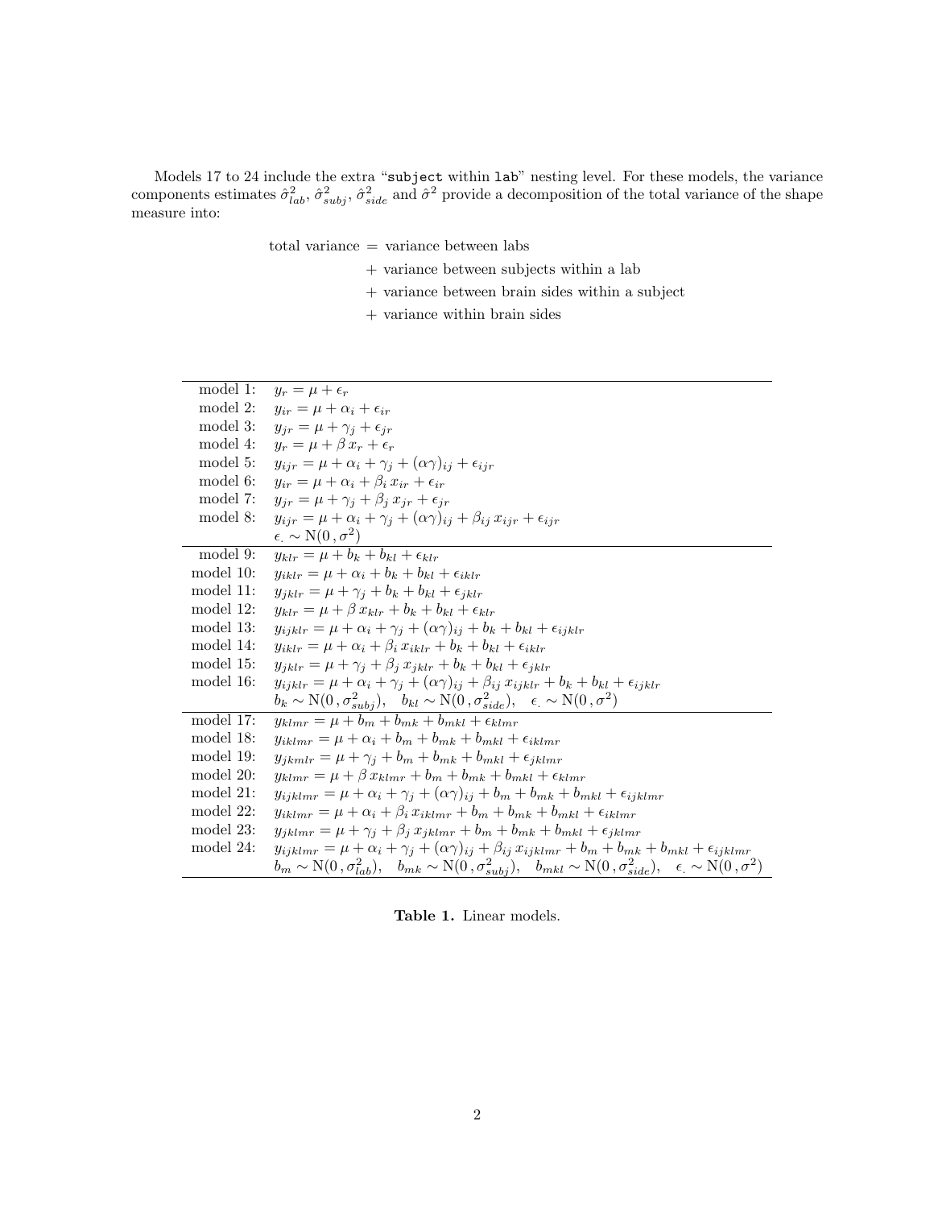Models 17 to 24 include the extra "`subject` within `lab`" nesting level. For these models, the variance components estimates $\hat{\sigma}^2_{lab}$, $\hat{\sigma}^2_{subj}$, $\hat{\sigma}^2_{side}$ and $\hat{\sigma}^2$ provide a decomposition of the total variance of the shape measure into:

$$
\begin{aligned}
\text{total variance} = \ & \text{variance between labs} \\
& + \text{variance between subjects within a lab} \\
& + \text{variance between brain sides within a subject} \\
& + \text{variance within brain sides}
\end{aligned}
$$

| | |
|---|---|
| model 1: | $y_r = \mu + \epsilon_r$ |
| model 2: | $y_{ir} = \mu + \alpha_i + \epsilon_{ir}$ |
| model 3: | $y_{jr} = \mu + \gamma_j + \epsilon_{jr}$ |
| model 4: | $y_r = \mu + \beta\, x_r + \epsilon_r$ |
| model 5: | $y_{ijr} = \mu + \alpha_i + \gamma_j + (\alpha\gamma)_{ij} + \epsilon_{ijr}$ |
| model 6: | $y_{ir} = \mu + \alpha_i + \beta_i\, x_{ir} + \epsilon_{ir}$ |
| model 7: | $y_{jr} = \mu + \gamma_j + \beta_j\, x_{jr} + \epsilon_{jr}$ |
| model 8: | $y_{ijr} = \mu + \alpha_i + \gamma_j + (\alpha\gamma)_{ij} + \beta_{ij}\, x_{ijr} + \epsilon_{ijr}$ |
| | $\epsilon_{.} \sim \mathrm{N}(0\,, \sigma^2)$ |
| model 9: | $y_{klr} = \mu + b_k + b_{kl} + \epsilon_{klr}$ |
| model 10: | $y_{iklr} = \mu + \alpha_i + b_k + b_{kl} + \epsilon_{iklr}$ |
| model 11: | $y_{jklr} = \mu + \gamma_j + b_k + b_{kl} + \epsilon_{jklr}$ |
| model 12: | $y_{klr} = \mu + \beta\, x_{klr} + b_k + b_{kl} + \epsilon_{klr}$ |
| model 13: | $y_{ijklr} = \mu + \alpha_i + \gamma_j + (\alpha\gamma)_{ij} + b_k + b_{kl} + \epsilon_{ijklr}$ |
| model 14: | $y_{iklr} = \mu + \alpha_i + \beta_i\, x_{iklr} + b_k + b_{kl} + \epsilon_{iklr}$ |
| model 15: | $y_{jklr} = \mu + \gamma_j + \beta_j\, x_{jklr} + b_k + b_{kl} + \epsilon_{jklr}$ |
| model 16: | $y_{ijklr} = \mu + \alpha_i + \gamma_j + (\alpha\gamma)_{ij} + \beta_{ij}\, x_{ijklr} + b_k + b_{kl} + \epsilon_{ijklr}$ |
| | $b_k \sim \mathrm{N}(0\,, \sigma^2_{subj}), \quad b_{kl} \sim \mathrm{N}(0\,, \sigma^2_{side}), \quad \epsilon_{.} \sim \mathrm{N}(0\,, \sigma^2)$ |
| model 17: | $y_{klmr} = \mu + b_m + b_{mk} + b_{mkl} + \epsilon_{klmr}$ |
| model 18: | $y_{iklmr} = \mu + \alpha_i + b_m + b_{mk} + b_{mkl} + \epsilon_{iklmr}$ |
| model 19: | $y_{jkmlr} = \mu + \gamma_j + b_m + b_{mk} + b_{mkl} + \epsilon_{jklmr}$ |
| model 20: | $y_{klmr} = \mu + \beta\, x_{klmr} + b_m + b_{mk} + b_{mkl} + \epsilon_{klmr}$ |
| model 21: | $y_{ijklmr} = \mu + \alpha_i + \gamma_j + (\alpha\gamma)_{ij} + b_m + b_{mk} + b_{mkl} + \epsilon_{ijklmr}$ |
| model 22: | $y_{iklmr} = \mu + \alpha_i + \beta_i\, x_{iklmr} + b_m + b_{mk} + b_{mkl} + \epsilon_{iklmr}$ |
| model 23: | $y_{jklmr} = \mu + \gamma_j + \beta_j\, x_{jklmr} + b_m + b_{mk} + b_{mkl} + \epsilon_{jklmr}$ |
| model 24: | $y_{ijklmr} = \mu + \alpha_i + \gamma_j + (\alpha\gamma)_{ij} + \beta_{ij}\, x_{ijklmr} + b_m + b_{mk} + b_{mkl} + \epsilon_{ijklmr}$ |
| | $b_m \sim \mathrm{N}(0\,, \sigma^2_{lab}), \quad b_{mk} \sim \mathrm{N}(0\,, \sigma^2_{subj}), \quad b_{mkl} \sim \mathrm{N}(0\,, \sigma^2_{side}), \quad \epsilon_{.} \sim \mathrm{N}(0\,, \sigma^2)$ |

**Table 1.** Linear models.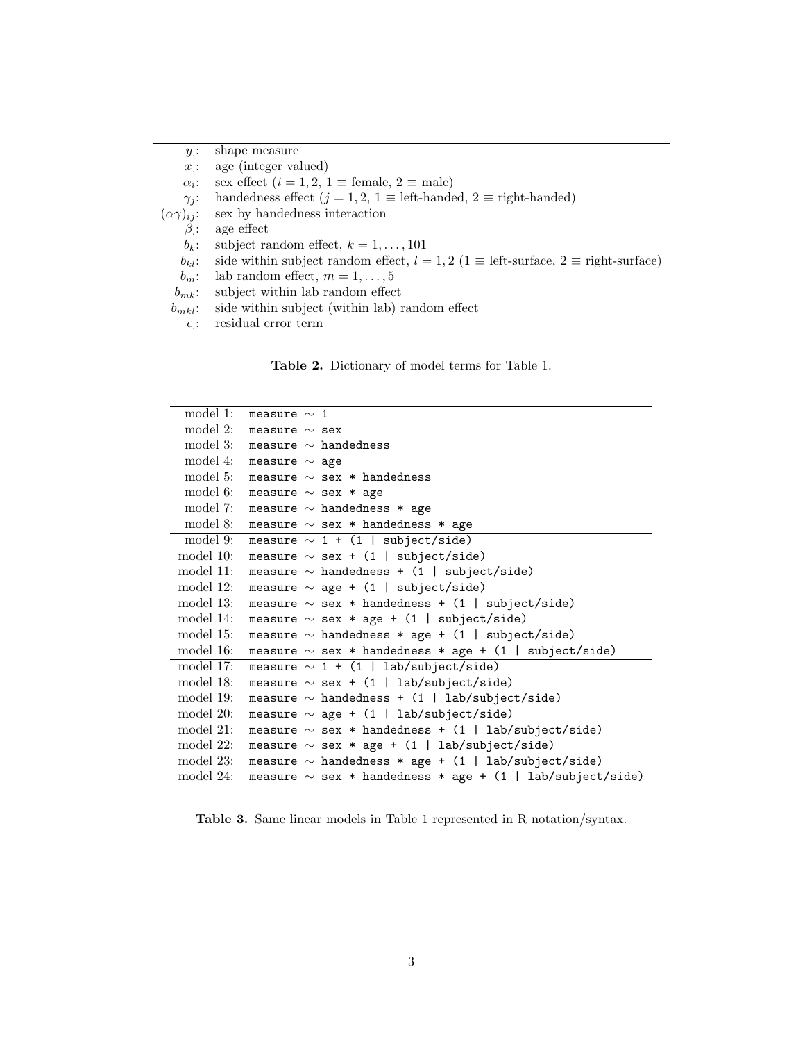| | |
|---|---|
| $y_{\cdot}$: | shape measure |
| $x_{\cdot}$: | age (integer valued) |
| $\alpha_i$: | sex effect ($i = 1, 2$, $1 \equiv$ female, $2 \equiv$ male) |
| $\gamma_j$: | handedness effect ($j = 1, 2$, $1 \equiv$ left-handed, $2 \equiv$ right-handed) |
| $(\alpha\gamma)_{ij}$: | sex by handedness interaction |
| $\beta_{\cdot}$: | age effect |
| $b_k$: | subject random effect, $k = 1, \ldots, 101$ |
| $b_{kl}$: | side within subject random effect, $l = 1, 2$ ($1 \equiv$ left-surface, $2 \equiv$ right-surface) |
| $b_m$: | lab random effect, $m = 1, \ldots, 5$ |
| $b_{mk}$: | subject within lab random effect |
| $b_{mkl}$: | side within subject (within lab) random effect |
| $\epsilon_{\cdot}$: | residual error term |

**Table 2.** Dictionary of model terms for Table 1.

| | |
|---|---|
| model 1: | `measure ~ 1` |
| model 2: | `measure ~ sex` |
| model 3: | `measure ~ handedness` |
| model 4: | `measure ~ age` |
| model 5: | `measure ~ sex * handedness` |
| model 6: | `measure ~ sex * age` |
| model 7: | `measure ~ handedness * age` |
| model 8: | `measure ~ sex * handedness * age` |
| model 9: | `measure ~ 1 + (1 | subject/side)` |
| model 10: | `measure ~ sex + (1 | subject/side)` |
| model 11: | `measure ~ handedness + (1 | subject/side)` |
| model 12: | `measure ~ age + (1 | subject/side)` |
| model 13: | `measure ~ sex * handedness + (1 | subject/side)` |
| model 14: | `measure ~ sex * age + (1 | subject/side)` |
| model 15: | `measure ~ handedness * age + (1 | subject/side)` |
| model 16: | `measure ~ sex * handedness * age + (1 | subject/side)` |
| model 17: | `measure ~ 1 + (1 | lab/subject/side)` |
| model 18: | `measure ~ sex + (1 | lab/subject/side)` |
| model 19: | `measure ~ handedness + (1 | lab/subject/side)` |
| model 20: | `measure ~ age + (1 | lab/subject/side)` |
| model 21: | `measure ~ sex * handedness + (1 | lab/subject/side)` |
| model 22: | `measure ~ sex * age + (1 | lab/subject/side)` |
| model 23: | `measure ~ handedness * age + (1 | lab/subject/side)` |
| model 24: | `measure ~ sex * handedness * age + (1 | lab/subject/side)` |

**Table 3.** Same linear models in Table 1 represented in R notation/syntax.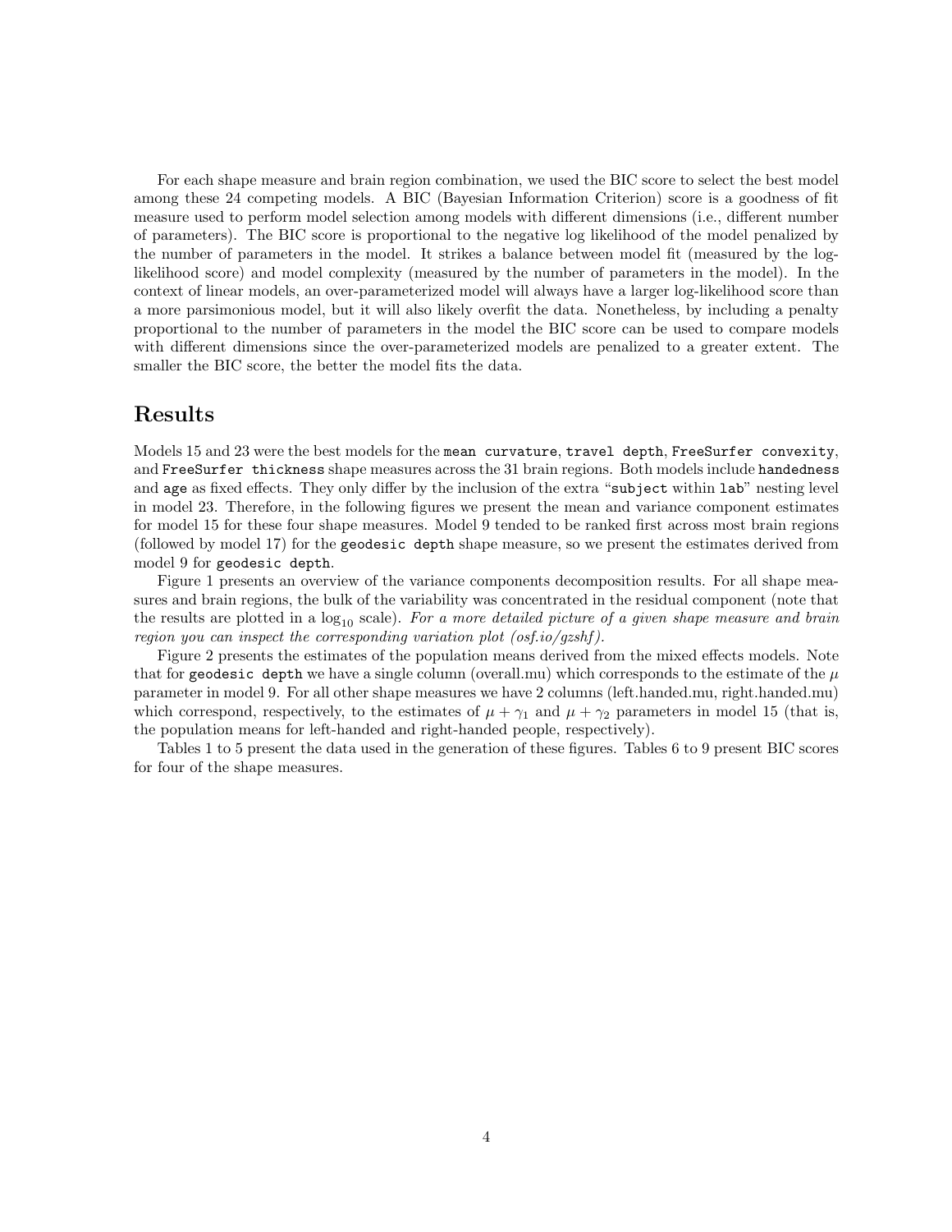For each shape measure and brain region combination, we used the BIC score to select the best model among these 24 competing models. A BIC (Bayesian Information Criterion) score is a goodness of fit measure used to perform model selection among models with different dimensions (i.e., different number of parameters). The BIC score is proportional to the negative log likelihood of the model penalized by the number of parameters in the model. It strikes a balance between model fit (measured by the log-likelihood score) and model complexity (measured by the number of parameters in the model). In the context of linear models, an over-parameterized model will always have a larger log-likelihood score than a more parsimonious model, but it will also likely overfit the data. Nonetheless, by including a penalty proportional to the number of parameters in the model the BIC score can be used to compare models with different dimensions since the over-parameterized models are penalized to a greater extent. The smaller the BIC score, the better the model fits the data.

## Results

Models 15 and 23 were the best models for the `mean curvature`, `travel depth`, `FreeSurfer convexity`, and `FreeSurfer thickness` shape measures across the 31 brain regions. Both models include `handedness` and `age` as fixed effects. They only differ by the inclusion of the extra "`subject` within `lab`" nesting level in model 23. Therefore, in the following figures we present the mean and variance component estimates for model 15 for these four shape measures. Model 9 tended to be ranked first across most brain regions (followed by model 17) for the `geodesic depth` shape measure, so we present the estimates derived from model 9 for `geodesic depth`.

Figure 1 presents an overview of the variance components decomposition results. For all shape measures and brain regions, the bulk of the variability was concentrated in the residual component (note that the results are plotted in a $\log_{10}$ scale). *For a more detailed picture of a given shape measure and brain region you can inspect the corresponding variation plot (osf.io/gzshf).*

Figure 2 presents the estimates of the population means derived from the mixed effects models. Note that for `geodesic depth` we have a single column (overall.mu) which corresponds to the estimate of the $\mu$ parameter in model 9. For all other shape measures we have 2 columns (left.handed.mu, right.handed.mu) which correspond, respectively, to the estimates of $\mu + \gamma_1$ and $\mu + \gamma_2$ parameters in model 15 (that is, the population means for left-handed and right-handed people, respectively).

Tables 1 to 5 present the data used in the generation of these figures. Tables 6 to 9 present BIC scores for four of the shape measures.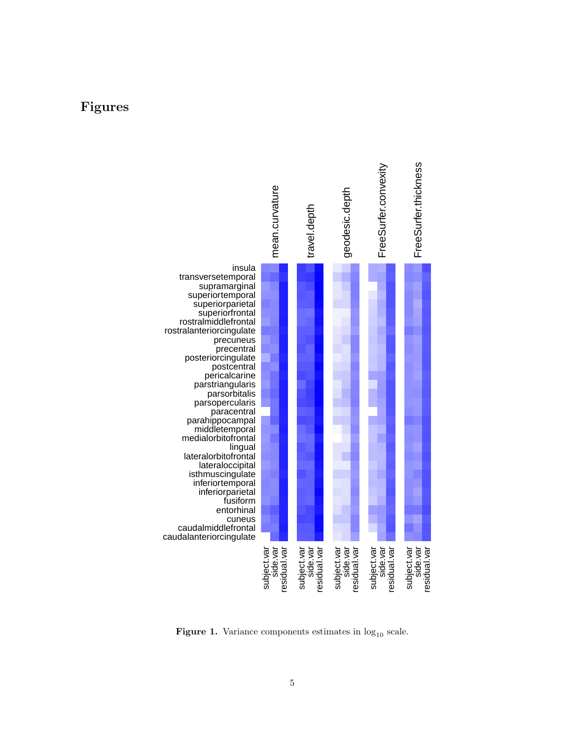# Figures

**Figure 1.** Variance components estimates in $\log_{10}$ scale.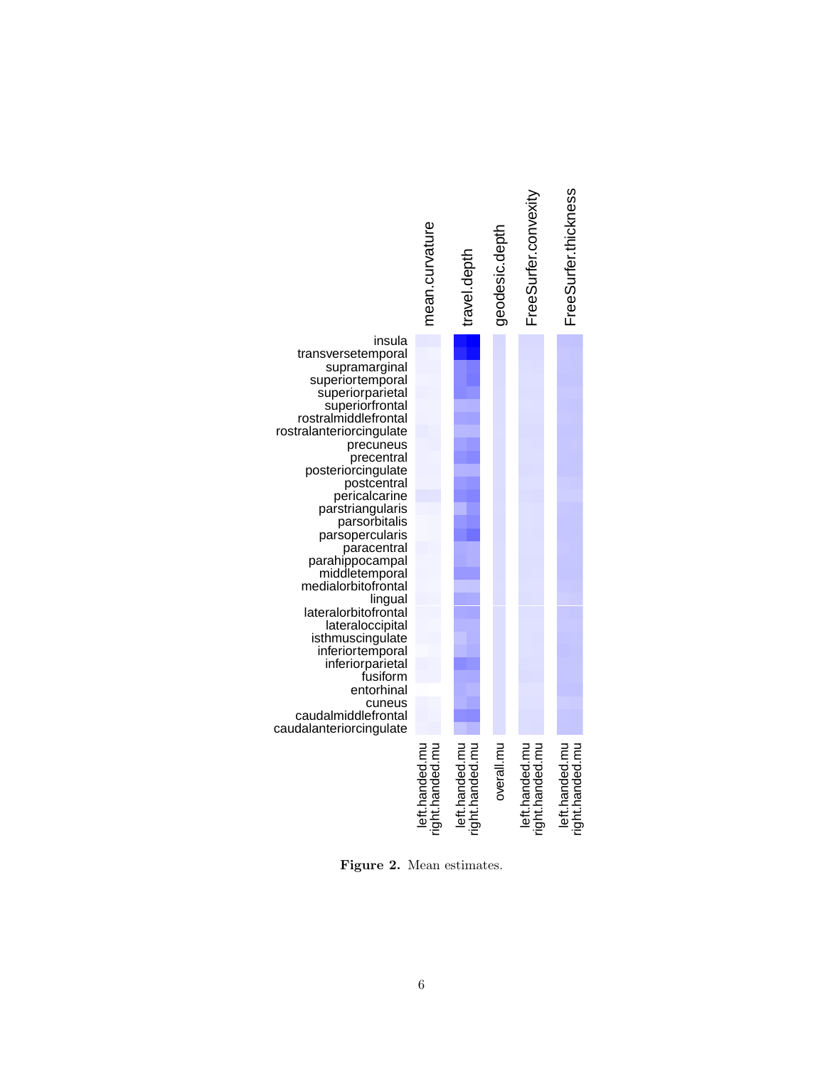**Figure 2.** Mean estimates.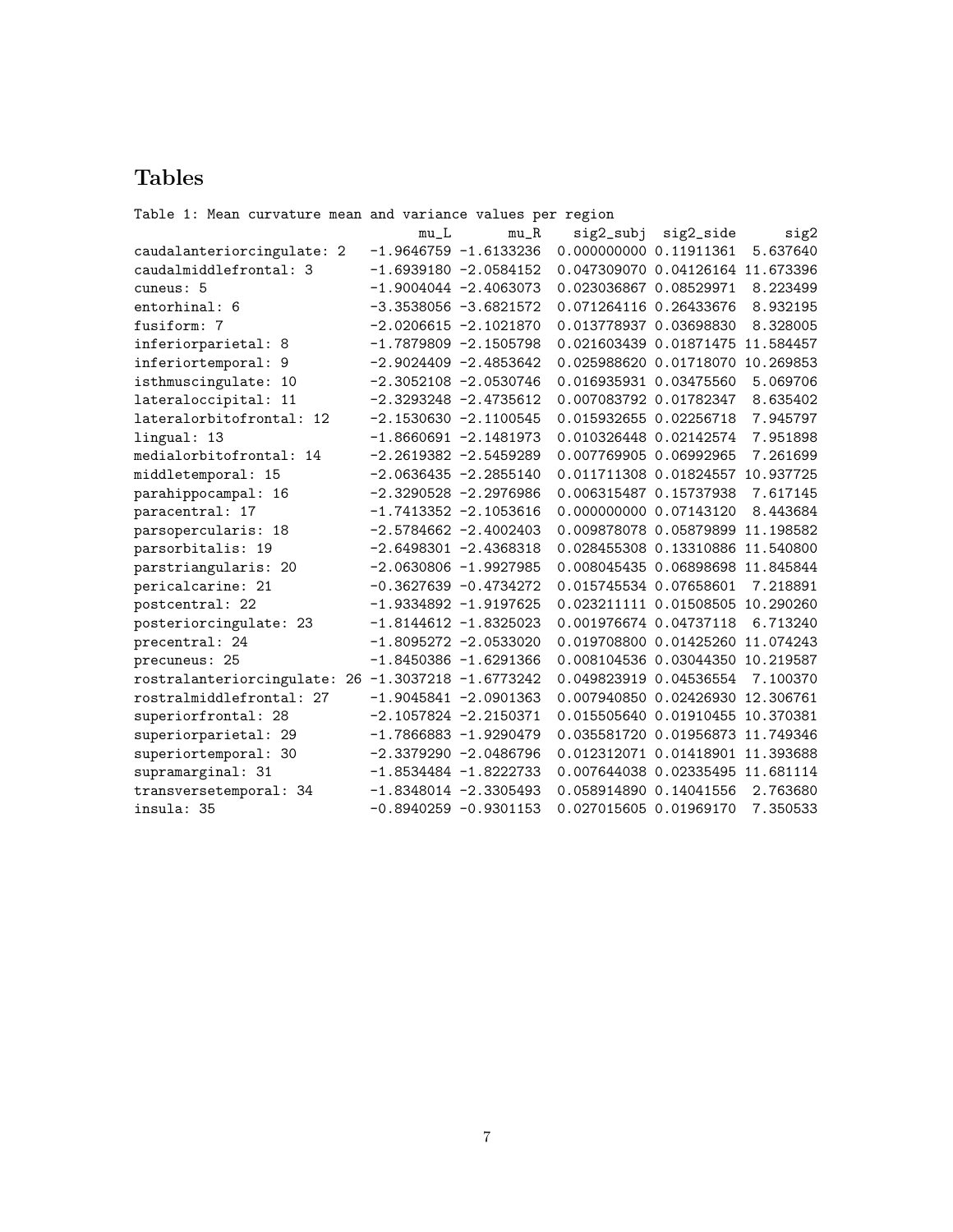# Tables

Table 1: Mean curvature mean and variance values per region

| | mu_L | mu_R | sig2_subj | sig2_side | sig2 |
|---|---|---|---|---|---|
| caudalanteriorcingulate: 2 | -1.9646759 | -1.6133236 | 0.000000000 | 0.11911361 | 5.637640 |
| caudalmiddlefrontal: 3 | -1.6939180 | -2.0584152 | 0.047309070 | 0.04126164 | 11.673396 |
| cuneus: 5 | -1.9004044 | -2.4063073 | 0.023036867 | 0.08529971 | 8.223499 |
| entorhinal: 6 | -3.3538056 | -3.6821572 | 0.071264116 | 0.26433676 | 8.932195 |
| fusiform: 7 | -2.0206615 | -2.1021870 | 0.013778937 | 0.03698830 | 8.328005 |
| inferiorparietal: 8 | -1.7879809 | -2.1505798 | 0.021603439 | 0.01871475 | 11.584457 |
| inferiortemporal: 9 | -2.9024409 | -2.4853642 | 0.025988620 | 0.01718070 | 10.269853 |
| isthmuscingulate: 10 | -2.3052108 | -2.0530746 | 0.016935931 | 0.03475560 | 5.069706 |
| lateraloccipital: 11 | -2.3293248 | -2.4735612 | 0.007083792 | 0.01782347 | 8.635402 |
| lateralorbitofrontal: 12 | -2.1530630 | -2.1100545 | 0.015932655 | 0.02256718 | 7.945797 |
| lingual: 13 | -1.8660691 | -2.1481973 | 0.010326448 | 0.02142574 | 7.951898 |
| medialorbitofrontal: 14 | -2.2619382 | -2.5459289 | 0.007769905 | 0.06992965 | 7.261699 |
| middletemporal: 15 | -2.0636435 | -2.2855140 | 0.011711308 | 0.01824557 | 10.937725 |
| parahippocampal: 16 | -2.3290528 | -2.2976986 | 0.006315487 | 0.15737938 | 7.617145 |
| paracentral: 17 | -1.7413352 | -2.1053616 | 0.000000000 | 0.07143120 | 8.443684 |
| parsopercularis: 18 | -2.5784662 | -2.4002403 | 0.009878078 | 0.05879899 | 11.198582 |
| parsorbitalis: 19 | -2.6498301 | -2.4368318 | 0.028455308 | 0.13310886 | 11.540800 |
| parstriangularis: 20 | -2.0630806 | -1.9927985 | 0.008045435 | 0.06898698 | 11.845844 |
| pericalcarine: 21 | -0.3627639 | -0.4734272 | 0.015745534 | 0.07658601 | 7.218891 |
| postcentral: 22 | -1.9334892 | -1.9197625 | 0.023211111 | 0.01508505 | 10.290260 |
| posteriorcingulate: 23 | -1.8144612 | -1.8325023 | 0.001976674 | 0.04737118 | 6.713240 |
| precentral: 24 | -1.8095272 | -2.0533020 | 0.019708800 | 0.01425260 | 11.074243 |
| precuneus: 25 | -1.8450386 | -1.6291366 | 0.008104536 | 0.03044350 | 10.219587 |
| rostralanteriorcingulate: 26 | -1.3037218 | -1.6773242 | 0.049823919 | 0.04536554 | 7.100370 |
| rostralmiddlefrontal: 27 | -1.9045841 | -2.0901363 | 0.007940850 | 0.02426930 | 12.306761 |
| superiorfrontal: 28 | -2.1057824 | -2.2150371 | 0.015505640 | 0.01910455 | 10.370381 |
| superiorparietal: 29 | -1.7866883 | -1.9290479 | 0.035581720 | 0.01956873 | 11.749346 |
| superiortemporal: 30 | -2.3379290 | -2.0486796 | 0.012312071 | 0.01418901 | 11.393688 |
| supramarginal: 31 | -1.8534484 | -1.8222733 | 0.007644038 | 0.02335495 | 11.681114 |
| transversetemporal: 34 | -1.8348014 | -2.3305493 | 0.058914890 | 0.14041556 | 2.763680 |
| insula: 35 | -0.8940259 | -0.9301153 | 0.027015605 | 0.01969170 | 7.350533 |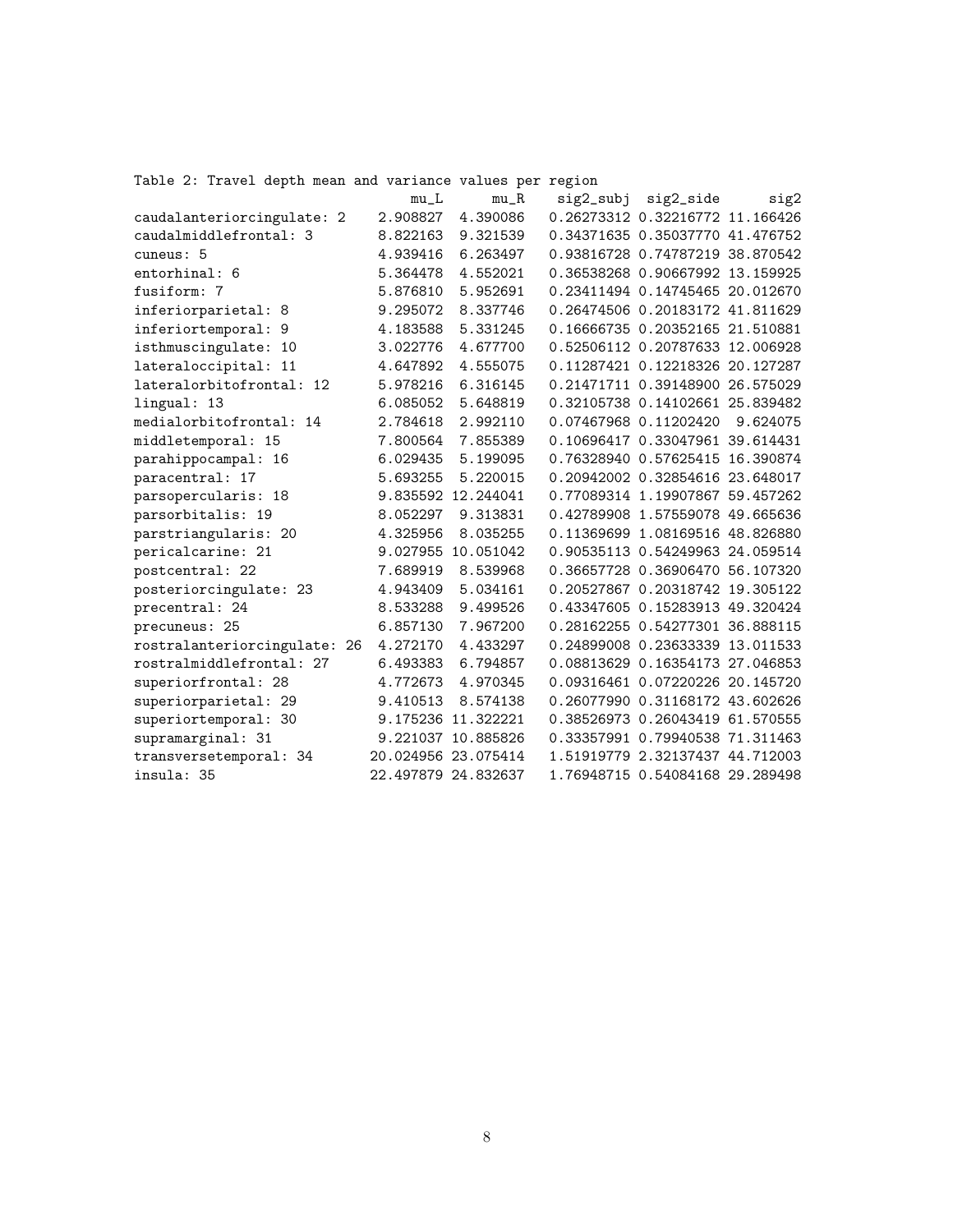Table 2: Travel depth mean and variance values per region

| | mu_L | mu_R | sig2_subj | sig2_side | sig2 |
|---|---|---|---|---|---|
| caudalanteriorcingulate: 2 | 2.908827 | 4.390086 | 0.26273312 | 0.32216772 | 11.166426 |
| caudalmiddlefrontal: 3 | 8.822163 | 9.321539 | 0.34371635 | 0.35037770 | 41.476752 |
| cuneus: 5 | 4.939416 | 6.263497 | 0.93816728 | 0.74787219 | 38.870542 |
| entorhinal: 6 | 5.364478 | 4.552021 | 0.36538268 | 0.90667992 | 13.159925 |
| fusiform: 7 | 5.876810 | 5.952691 | 0.23411494 | 0.14745465 | 20.012670 |
| inferiorparietal: 8 | 9.295072 | 8.337746 | 0.26474506 | 0.20183172 | 41.811629 |
| inferiortemporal: 9 | 4.183588 | 5.331245 | 0.16666735 | 0.20352165 | 21.510881 |
| isthmuscingulate: 10 | 3.022776 | 4.677700 | 0.52506112 | 0.20787633 | 12.006928 |
| lateraloccipital: 11 | 4.647892 | 4.555075 | 0.11287421 | 0.12218326 | 20.127287 |
| lateralorbitofrontal: 12 | 5.978216 | 6.316145 | 0.21471711 | 0.39148900 | 26.575029 |
| lingual: 13 | 6.085052 | 5.648819 | 0.32105738 | 0.14102661 | 25.839482 |
| medialorbitofrontal: 14 | 2.784618 | 2.992110 | 0.07467968 | 0.11202420 | 9.624075 |
| middletemporal: 15 | 7.800564 | 7.855389 | 0.10696417 | 0.33047961 | 39.614431 |
| parahippocampal: 16 | 6.029435 | 5.199095 | 0.76328940 | 0.57625415 | 16.390874 |
| paracentral: 17 | 5.693255 | 5.220015 | 0.20942002 | 0.32854616 | 23.648017 |
| parsopercularis: 18 | 9.835592 | 12.244041 | 0.77089314 | 1.19907867 | 59.457262 |
| parsorbitalis: 19 | 8.052297 | 9.313831 | 0.42789908 | 1.57559078 | 49.665636 |
| parstriangularis: 20 | 4.325956 | 8.035255 | 0.11369699 | 1.08169516 | 48.826880 |
| pericalcarine: 21 | 9.027955 | 10.051042 | 0.90535113 | 0.54249963 | 24.059514 |
| postcentral: 22 | 7.689919 | 8.539968 | 0.36657728 | 0.36906470 | 56.107320 |
| posteriorcingulate: 23 | 4.943409 | 5.034161 | 0.20527867 | 0.20318742 | 19.305122 |
| precentral: 24 | 8.533288 | 9.499526 | 0.43347605 | 0.15283913 | 49.320424 |
| precuneus: 25 | 6.857130 | 7.967200 | 0.28162255 | 0.54277301 | 36.888115 |
| rostralanteriorcingulate: 26 | 4.272170 | 4.433297 | 0.24899008 | 0.23633339 | 13.011533 |
| rostralmiddlefrontal: 27 | 6.493383 | 6.794857 | 0.08813629 | 0.16354173 | 27.046853 |
| superiorfrontal: 28 | 4.772673 | 4.970345 | 0.09316461 | 0.07220226 | 20.145720 |
| superiorparietal: 29 | 9.410513 | 8.574138 | 0.26077990 | 0.31168172 | 43.602626 |
| superiortemporal: 30 | 9.175236 | 11.322221 | 0.38526973 | 0.26043419 | 61.570555 |
| supramarginal: 31 | 9.221037 | 10.885826 | 0.33357991 | 0.79940538 | 71.311463 |
| transversetemporal: 34 | 20.024956 | 23.075414 | 1.51919779 | 2.32137437 | 44.712003 |
| insula: 35 | 22.497879 | 24.832637 | 1.76948715 | 0.54084168 | 29.289498 |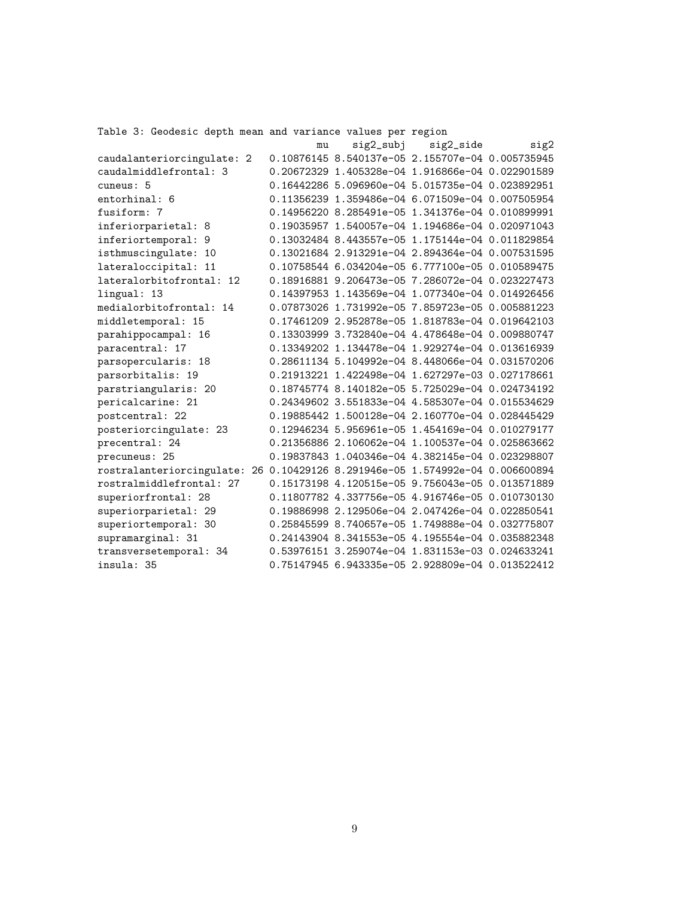Table 3: Geodesic depth mean and variance values per region

| | mu | sig2_subj | sig2_side | sig2 |
|---|---|---|---|---|
| caudalanteriorcingulate: 2 | 0.10876145 | 8.540137e-05 | 2.155707e-04 | 0.005735945 |
| caudalmiddlefrontal: 3 | 0.20672329 | 1.405328e-04 | 1.916866e-04 | 0.022901589 |
| cuneus: 5 | 0.16442286 | 5.096960e-04 | 5.015735e-04 | 0.023892951 |
| entorhinal: 6 | 0.11356239 | 1.359486e-04 | 6.071509e-04 | 0.007505954 |
| fusiform: 7 | 0.14956220 | 8.285491e-05 | 1.341376e-04 | 0.010899991 |
| inferiorparietal: 8 | 0.19035957 | 1.540057e-04 | 1.194686e-04 | 0.020971043 |
| inferiortemporal: 9 | 0.13032484 | 8.443557e-05 | 1.175144e-04 | 0.011829854 |
| isthmuscingulate: 10 | 0.13021684 | 2.913291e-04 | 2.894364e-04 | 0.007531595 |
| lateraloccipital: 11 | 0.10758544 | 6.034204e-05 | 6.777100e-05 | 0.010589475 |
| lateralorbitofrontal: 12 | 0.18916881 | 9.206473e-05 | 7.286072e-04 | 0.023227473 |
| lingual: 13 | 0.14397953 | 1.143569e-04 | 1.077340e-04 | 0.014926456 |
| medialorbitofrontal: 14 | 0.07873026 | 1.731992e-05 | 7.859723e-05 | 0.005881223 |
| middletemporal: 15 | 0.17461209 | 2.952878e-05 | 1.818783e-04 | 0.019642103 |
| parahippocampal: 16 | 0.13303999 | 3.732840e-04 | 4.478648e-04 | 0.009880747 |
| paracentral: 17 | 0.13349202 | 1.134478e-04 | 1.929274e-04 | 0.013616939 |
| parsopercularis: 18 | 0.28611134 | 5.104992e-04 | 8.448066e-04 | 0.031570206 |
| parsorbitalis: 19 | 0.21913221 | 1.422498e-04 | 1.627297e-03 | 0.027178661 |
| parstriangularis: 20 | 0.18745774 | 8.140182e-05 | 5.725029e-04 | 0.024734192 |
| pericalcarine: 21 | 0.24349602 | 3.551833e-04 | 4.585307e-04 | 0.015534629 |
| postcentral: 22 | 0.19885442 | 1.500128e-04 | 2.160770e-04 | 0.028445429 |
| posteriorcingulate: 23 | 0.12946234 | 5.956961e-05 | 1.454169e-04 | 0.010279177 |
| precentral: 24 | 0.21356886 | 2.106062e-04 | 1.100537e-04 | 0.025863662 |
| precuneus: 25 | 0.19837843 | 1.040346e-04 | 4.382145e-04 | 0.023298807 |
| rostralanteriorcingulate: 26 | 0.10429126 | 8.291946e-05 | 1.574992e-04 | 0.006600894 |
| rostralmiddlefrontal: 27 | 0.15173198 | 4.120515e-05 | 9.756043e-05 | 0.013571889 |
| superiorfrontal: 28 | 0.11807782 | 4.337756e-05 | 4.916746e-05 | 0.010730130 |
| superiorparietal: 29 | 0.19886998 | 2.129506e-04 | 2.047426e-04 | 0.022850541 |
| superiortemporal: 30 | 0.25845599 | 8.740657e-05 | 1.749888e-04 | 0.032775807 |
| supramarginal: 31 | 0.24143904 | 8.341553e-05 | 4.195554e-04 | 0.035882348 |
| transversetemporal: 34 | 0.53976151 | 3.259074e-04 | 1.831153e-03 | 0.024633241 |
| insula: 35 | 0.75147945 | 6.943335e-05 | 2.928809e-04 | 0.013522412 |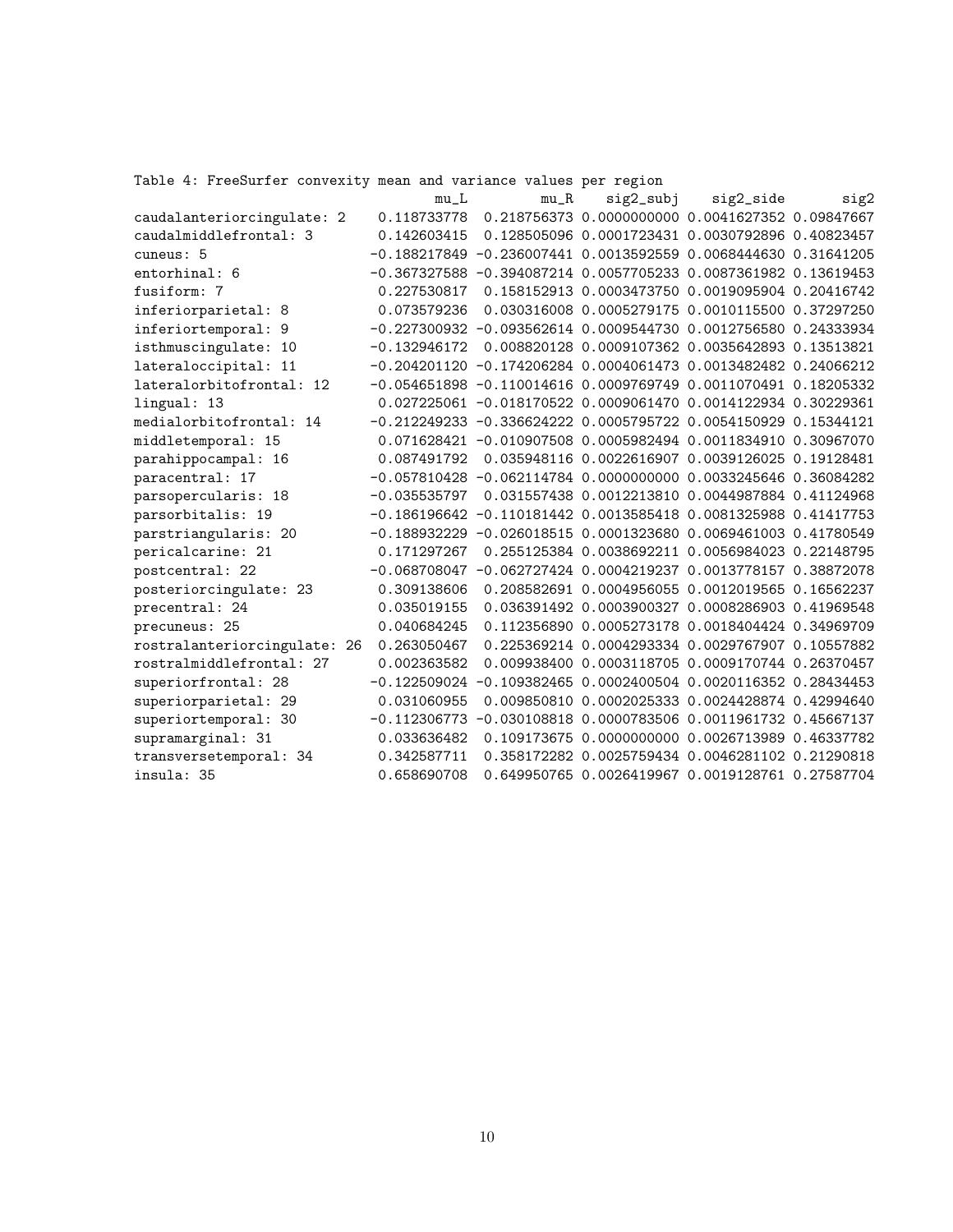Table 4: FreeSurfer convexity mean and variance values per region

| | mu_L | mu_R | sig2_subj | sig2_side | sig2 |
|---|---|---|---|---|---|
| caudalanteriorcingulate: 2 | 0.118733778 | 0.218756373 | 0.0000000000 | 0.0041627352 | 0.09847667 |
| caudalmiddlefrontal: 3 | 0.142603415 | 0.128505096 | 0.0001723431 | 0.0030792896 | 0.40823457 |
| cuneus: 5 | -0.188217849 | -0.236007441 | 0.0013592559 | 0.0068444630 | 0.31641205 |
| entorhinal: 6 | -0.367327588 | -0.394087214 | 0.0057705233 | 0.0087361982 | 0.13619453 |
| fusiform: 7 | 0.227530817 | 0.158152913 | 0.0003473750 | 0.0019095904 | 0.20416742 |
| inferiorparietal: 8 | 0.073579236 | 0.030316008 | 0.0005279175 | 0.0010115500 | 0.37297250 |
| inferiortemporal: 9 | -0.227300932 | -0.093562614 | 0.0009544730 | 0.0012756580 | 0.24333934 |
| isthmuscingulate: 10 | -0.132946172 | 0.008820128 | 0.0009107362 | 0.0035642893 | 0.13513821 |
| lateraloccipital: 11 | -0.204201120 | -0.174206284 | 0.0004061473 | 0.0013482482 | 0.24066212 |
| lateralorbitofrontal: 12 | -0.054651898 | -0.110014616 | 0.0009769749 | 0.0011070491 | 0.18205332 |
| lingual: 13 | 0.027225061 | -0.018170522 | 0.0009061470 | 0.0014122934 | 0.30229361 |
| medialorbitofrontal: 14 | -0.212249233 | -0.336624222 | 0.0005795722 | 0.0054150929 | 0.15344121 |
| middletemporal: 15 | 0.071628421 | -0.010907508 | 0.0005982494 | 0.0011834910 | 0.30967070 |
| parahippocampal: 16 | 0.087491792 | 0.035948116 | 0.0022616907 | 0.0039126025 | 0.19128481 |
| paracentral: 17 | -0.057810428 | -0.062114784 | 0.0000000000 | 0.0033245646 | 0.36084282 |
| parsopercularis: 18 | -0.035535797 | 0.031557438 | 0.0012213810 | 0.0044987884 | 0.41124968 |
| parsorbitalis: 19 | -0.186196642 | -0.110181442 | 0.0013585418 | 0.0081325988 | 0.41417753 |
| parstriangularis: 20 | -0.188932229 | -0.026018515 | 0.0001323680 | 0.0069461003 | 0.41780549 |
| pericalcarine: 21 | 0.171297267 | 0.255125384 | 0.0038692211 | 0.0056984023 | 0.22148795 |
| postcentral: 22 | -0.068708047 | -0.062727424 | 0.0004219237 | 0.0013778157 | 0.38872078 |
| posteriorcingulate: 23 | 0.309138606 | 0.208582691 | 0.0004956055 | 0.0012019565 | 0.16562237 |
| precentral: 24 | 0.035019155 | 0.036391492 | 0.0003900327 | 0.0008286903 | 0.41969548 |
| precuneus: 25 | 0.040684245 | 0.112356890 | 0.0005273178 | 0.0018404424 | 0.34969709 |
| rostralanteriorcingulate: 26 | 0.263050467 | 0.225369214 | 0.0004293334 | 0.0029767907 | 0.10557882 |
| rostralmiddlefrontal: 27 | 0.002363582 | 0.009938400 | 0.0003118705 | 0.0009170744 | 0.26370457 |
| superiorfrontal: 28 | -0.122509024 | -0.109382465 | 0.0002400504 | 0.0020116352 | 0.28434453 |
| superiorparietal: 29 | 0.031060955 | 0.009850810 | 0.0002025333 | 0.0024428874 | 0.42994640 |
| superiortemporal: 30 | -0.112306773 | -0.030108818 | 0.0000783506 | 0.0011961732 | 0.45667137 |
| supramarginal: 31 | 0.033636482 | 0.109173675 | 0.0000000000 | 0.0026713989 | 0.46337782 |
| transversetemporal: 34 | 0.342587711 | 0.358172282 | 0.0025759434 | 0.0046281102 | 0.21290818 |
| insula: 35 | 0.658690708 | 0.649950765 | 0.0026419967 | 0.0019128761 | 0.27587704 |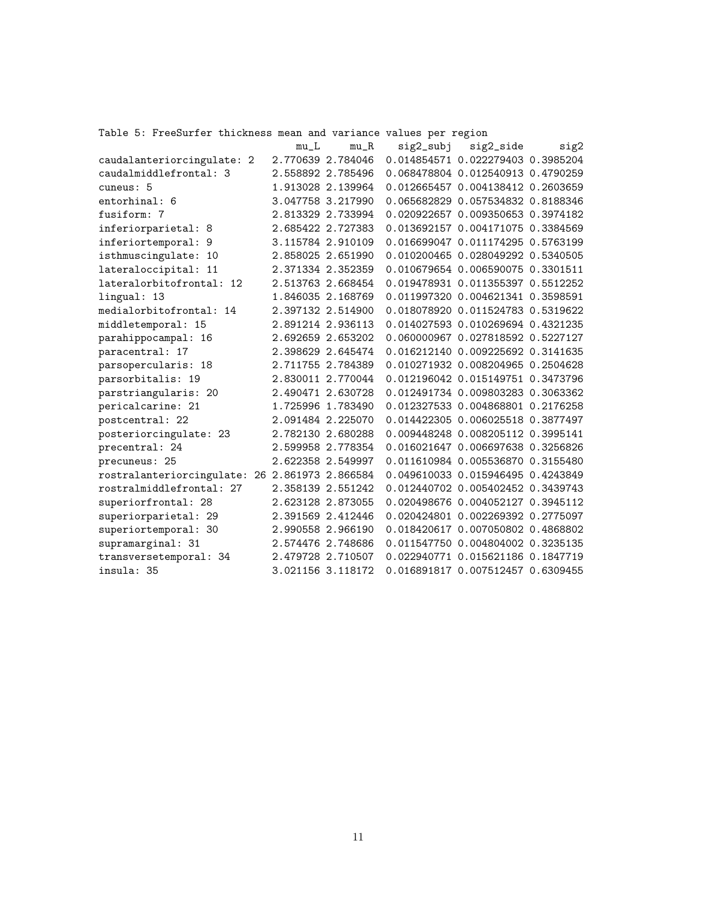Table 5: FreeSurfer thickness mean and variance values per region

| | mu_L | mu_R | sig2_subj | sig2_side | sig2 |
|---|---|---|---|---|---|
| caudalanteriorcingulate: 2 | 2.770639 | 2.784046 | 0.014854571 | 0.022279403 | 0.3985204 |
| caudalmiddlefrontal: 3 | 2.558892 | 2.785496 | 0.068478804 | 0.012540913 | 0.4790259 |
| cuneus: 5 | 1.913028 | 2.139964 | 0.012665457 | 0.004138412 | 0.2603659 |
| entorhinal: 6 | 3.047758 | 3.217990 | 0.065682829 | 0.057534832 | 0.8188346 |
| fusiform: 7 | 2.813329 | 2.733994 | 0.020922657 | 0.009350653 | 0.3974182 |
| inferiorparietal: 8 | 2.685422 | 2.727383 | 0.013692157 | 0.004171075 | 0.3384569 |
| inferiortemporal: 9 | 3.115784 | 2.910109 | 0.016699047 | 0.011174295 | 0.5763199 |
| isthmuscingulate: 10 | 2.858025 | 2.651990 | 0.010200465 | 0.028049292 | 0.5340505 |
| lateraloccipital: 11 | 2.371334 | 2.352359 | 0.010679654 | 0.006590075 | 0.3301511 |
| lateralorbitofrontal: 12 | 2.513763 | 2.668454 | 0.019478931 | 0.011355397 | 0.5512252 |
| lingual: 13 | 1.846035 | 2.168769 | 0.011997320 | 0.004621341 | 0.3598591 |
| medialorbitofrontal: 14 | 2.397132 | 2.514900 | 0.018078920 | 0.011524783 | 0.5319622 |
| middletemporal: 15 | 2.891214 | 2.936113 | 0.014027593 | 0.010269694 | 0.4321235 |
| parahippocampal: 16 | 2.692659 | 2.653202 | 0.060000967 | 0.027818592 | 0.5227127 |
| paracentral: 17 | 2.398629 | 2.645474 | 0.016212140 | 0.009225692 | 0.3141635 |
| parsopercularis: 18 | 2.711755 | 2.784389 | 0.010271932 | 0.008204965 | 0.2504628 |
| parsorbitalis: 19 | 2.830011 | 2.770044 | 0.012196042 | 0.015149751 | 0.3473796 |
| parstriangularis: 20 | 2.490471 | 2.630728 | 0.012491734 | 0.009803283 | 0.3063362 |
| pericalcarine: 21 | 1.725996 | 1.783490 | 0.012327533 | 0.004868801 | 0.2176258 |
| postcentral: 22 | 2.091484 | 2.225070 | 0.014422305 | 0.006025518 | 0.3877497 |
| posteriorcingulate: 23 | 2.782130 | 2.680288 | 0.009448248 | 0.008205112 | 0.3995141 |
| precentral: 24 | 2.599958 | 2.778354 | 0.016021647 | 0.006697638 | 0.3256826 |
| precuneus: 25 | 2.622358 | 2.549997 | 0.011610984 | 0.005536870 | 0.3155480 |
| rostralanteriorcingulate: 26 | 2.861973 | 2.866584 | 0.049610033 | 0.015946495 | 0.4243849 |
| rostralmiddlefrontal: 27 | 2.358139 | 2.551242 | 0.012440702 | 0.005402452 | 0.3439743 |
| superiorfrontal: 28 | 2.623128 | 2.873055 | 0.020498676 | 0.004052127 | 0.3945112 |
| superiorparietal: 29 | 2.391569 | 2.412446 | 0.020424801 | 0.002269392 | 0.2775097 |
| superiortemporal: 30 | 2.990558 | 2.966190 | 0.018420617 | 0.007050802 | 0.4868802 |
| supramarginal: 31 | 2.574476 | 2.748686 | 0.011547750 | 0.004804002 | 0.3235135 |
| transversetemporal: 34 | 2.479728 | 2.710507 | 0.022940771 | 0.015621186 | 0.1847719 |
| insula: 35 | 3.021156 | 3.118172 | 0.016891817 | 0.007512457 | 0.6309455 |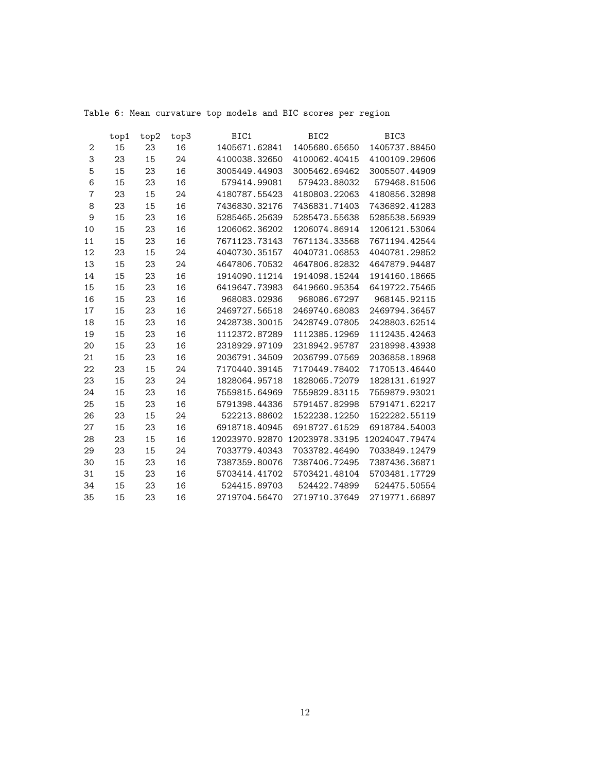Table 6: Mean curvature top models and BIC scores per region

| | top1 | top2 | top3 | BIC1 | BIC2 | BIC3 |
|---|---|---|---|---|---|---|
| 2 | 15 | 23 | 16 | 1405671.62841 | 1405680.65650 | 1405737.88450 |
| 3 | 23 | 15 | 24 | 4100038.32650 | 4100062.40415 | 4100109.29606 |
| 5 | 15 | 23 | 16 | 3005449.44903 | 3005462.69462 | 3005507.44909 |
| 6 | 15 | 23 | 16 | 579414.99081 | 579423.88032 | 579468.81506 |
| 7 | 23 | 15 | 24 | 4180787.55423 | 4180803.22063 | 4180856.32898 |
| 8 | 23 | 15 | 16 | 7436830.32176 | 7436831.71403 | 7436892.41283 |
| 9 | 15 | 23 | 16 | 5285465.25639 | 5285473.55638 | 5285538.56939 |
| 10 | 15 | 23 | 16 | 1206062.36202 | 1206074.86914 | 1206121.53064 |
| 11 | 15 | 23 | 16 | 7671123.73143 | 7671134.33568 | 7671194.42544 |
| 12 | 23 | 15 | 24 | 4040730.35157 | 4040731.06853 | 4040781.29852 |
| 13 | 15 | 23 | 24 | 4647806.70532 | 4647806.82832 | 4647879.94487 |
| 14 | 15 | 23 | 16 | 1914090.11214 | 1914098.15244 | 1914160.18665 |
| 15 | 15 | 23 | 16 | 6419647.73983 | 6419660.95354 | 6419722.75465 |
| 16 | 15 | 23 | 16 | 968083.02936 | 968086.67297 | 968145.92115 |
| 17 | 15 | 23 | 16 | 2469727.56518 | 2469740.68083 | 2469794.36457 |
| 18 | 15 | 23 | 16 | 2428738.30015 | 2428749.07805 | 2428803.62514 |
| 19 | 15 | 23 | 16 | 1112372.87289 | 1112385.12969 | 1112435.42463 |
| 20 | 15 | 23 | 16 | 2318929.97109 | 2318942.95787 | 2318998.43938 |
| 21 | 15 | 23 | 16 | 2036791.34509 | 2036799.07569 | 2036858.18968 |
| 22 | 23 | 15 | 24 | 7170440.39145 | 7170449.78402 | 7170513.46440 |
| 23 | 15 | 23 | 24 | 1828064.95718 | 1828065.72079 | 1828131.61927 |
| 24 | 15 | 23 | 16 | 7559815.64969 | 7559829.83115 | 7559879.93021 |
| 25 | 15 | 23 | 16 | 5791398.44336 | 5791457.82998 | 5791471.62217 |
| 26 | 23 | 15 | 24 | 522213.88602 | 1522238.12250 | 1522282.55119 |
| 27 | 15 | 23 | 16 | 6918718.40945 | 6918727.61529 | 6918784.54003 |
| 28 | 23 | 15 | 16 | 12023970.92870 | 12023978.33195 | 12024047.79474 |
| 29 | 23 | 15 | 24 | 7033779.40343 | 7033782.46490 | 7033849.12479 |
| 30 | 15 | 23 | 16 | 7387359.80076 | 7387406.72495 | 7387436.36871 |
| 31 | 15 | 23 | 16 | 5703414.41702 | 5703421.48104 | 5703481.17729 |
| 34 | 15 | 23 | 16 | 524415.89703 | 524422.74899 | 524475.50554 |
| 35 | 15 | 23 | 16 | 2719704.56470 | 2719710.37649 | 2719771.66897 |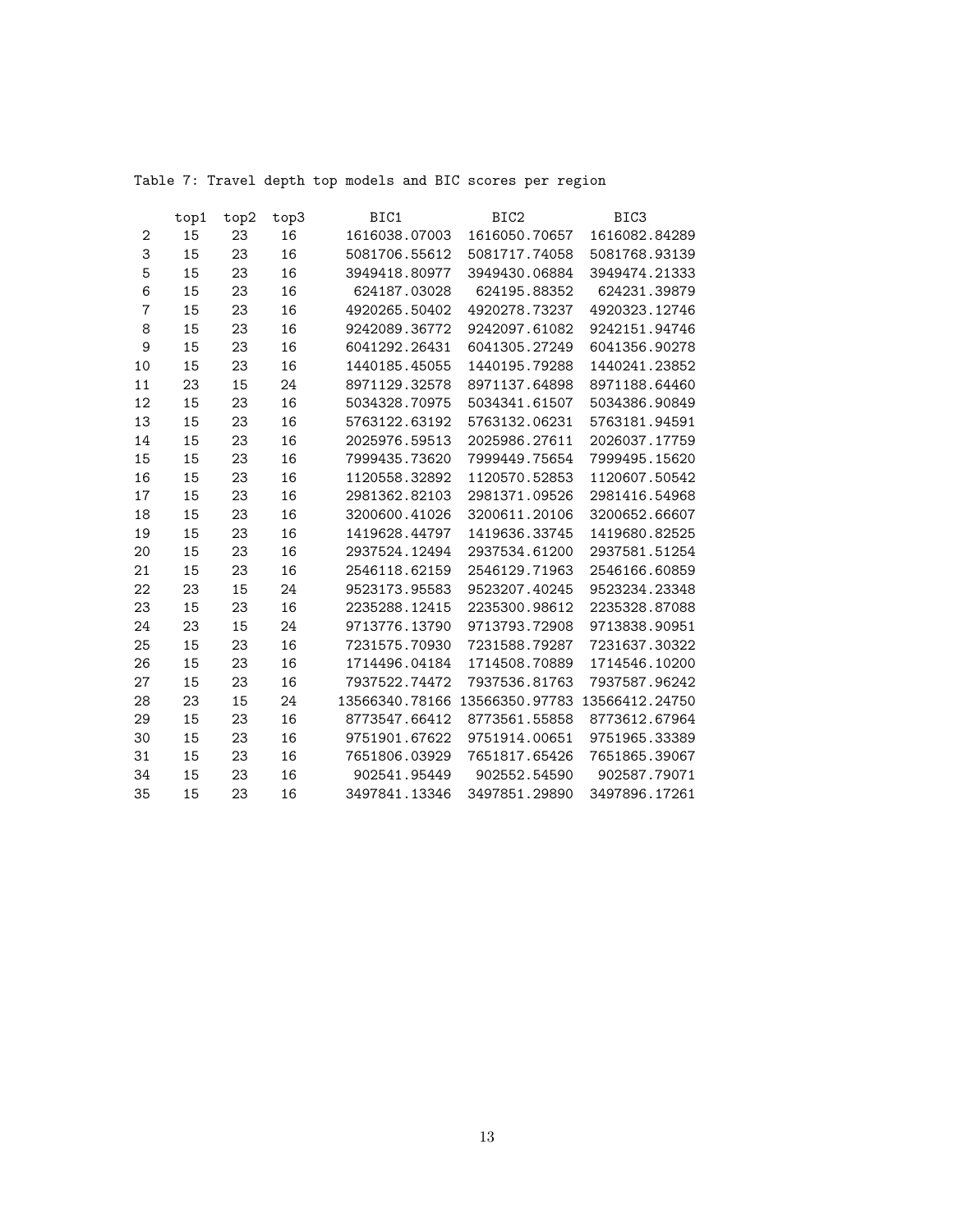Table 7: Travel depth top models and BIC scores per region

| | top1 | top2 | top3 | BIC1 | BIC2 | BIC3 |
|---|---|---|---|---|---|---|
| 2 | 15 | 23 | 16 | 1616038.07003 | 1616050.70657 | 1616082.84289 |
| 3 | 15 | 23 | 16 | 5081706.55612 | 5081717.74058 | 5081768.93139 |
| 5 | 15 | 23 | 16 | 3949418.80977 | 3949430.06884 | 3949474.21333 |
| 6 | 15 | 23 | 16 | 624187.03028 | 624195.88352 | 624231.39879 |
| 7 | 15 | 23 | 16 | 4920265.50402 | 4920278.73237 | 4920323.12746 |
| 8 | 15 | 23 | 16 | 9242089.36772 | 9242097.61082 | 9242151.94746 |
| 9 | 15 | 23 | 16 | 6041292.26431 | 6041305.27249 | 6041356.90278 |
| 10 | 15 | 23 | 16 | 1440185.45055 | 1440195.79288 | 1440241.23852 |
| 11 | 23 | 15 | 24 | 8971129.32578 | 8971137.64898 | 8971188.64460 |
| 12 | 15 | 23 | 16 | 5034328.70975 | 5034341.61507 | 5034386.90849 |
| 13 | 15 | 23 | 16 | 5763122.63192 | 5763132.06231 | 5763181.94591 |
| 14 | 15 | 23 | 16 | 2025976.59513 | 2025986.27611 | 2026037.17759 |
| 15 | 15 | 23 | 16 | 7999435.73620 | 7999449.75654 | 7999495.15620 |
| 16 | 15 | 23 | 16 | 1120558.32892 | 1120570.52853 | 1120607.50542 |
| 17 | 15 | 23 | 16 | 2981362.82103 | 2981371.09526 | 2981416.54968 |
| 18 | 15 | 23 | 16 | 3200600.41026 | 3200611.20106 | 3200652.66607 |
| 19 | 15 | 23 | 16 | 1419628.44797 | 1419636.33745 | 1419680.82525 |
| 20 | 15 | 23 | 16 | 2937524.12494 | 2937534.61200 | 2937581.51254 |
| 21 | 15 | 23 | 16 | 2546118.62159 | 2546129.71963 | 2546166.60859 |
| 22 | 23 | 15 | 24 | 9523173.95583 | 9523207.40245 | 9523234.23348 |
| 23 | 15 | 23 | 16 | 2235288.12415 | 2235300.98612 | 2235328.87088 |
| 24 | 23 | 15 | 24 | 9713776.13790 | 9713793.72908 | 9713838.90951 |
| 25 | 15 | 23 | 16 | 7231575.70930 | 7231588.79287 | 7231637.30322 |
| 26 | 15 | 23 | 16 | 1714496.04184 | 1714508.70889 | 1714546.10200 |
| 27 | 15 | 23 | 16 | 7937522.74472 | 7937536.81763 | 7937587.96242 |
| 28 | 23 | 15 | 24 | 13566340.78166 | 13566350.97783 | 13566412.24750 |
| 29 | 15 | 23 | 16 | 8773547.66412 | 8773561.55858 | 8773612.67964 |
| 30 | 15 | 23 | 16 | 9751901.67622 | 9751914.00651 | 9751965.33389 |
| 31 | 15 | 23 | 16 | 7651806.03929 | 7651817.65426 | 7651865.39067 |
| 34 | 15 | 23 | 16 | 902541.95449 | 902552.54590 | 902587.79071 |
| 35 | 15 | 23 | 16 | 3497841.13346 | 3497851.29890 | 3497896.17261 |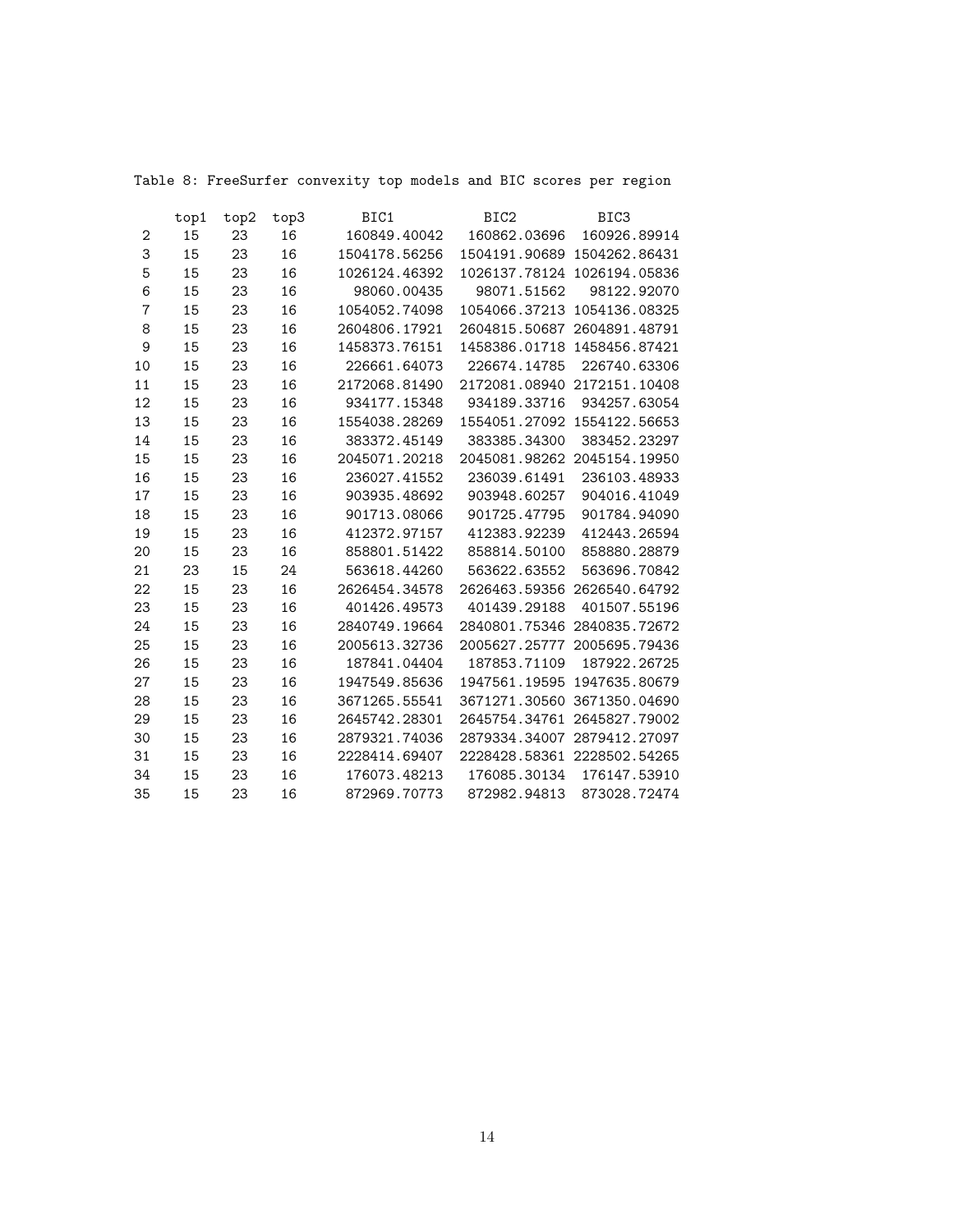Table 8: FreeSurfer convexity top models and BIC scores per region

| | top1 | top2 | top3 | BIC1 | BIC2 | BIC3 |
|---|---|---|---|---|---|---|
| 2 | 15 | 23 | 16 | 160849.40042 | 160862.03696 | 160926.89914 |
| 3 | 15 | 23 | 16 | 1504178.56256 | 1504191.90689 | 1504262.86431 |
| 5 | 15 | 23 | 16 | 1026124.46392 | 1026137.78124 | 1026194.05836 |
| 6 | 15 | 23 | 16 | 98060.00435 | 98071.51562 | 98122.92070 |
| 7 | 15 | 23 | 16 | 1054052.74098 | 1054066.37213 | 1054136.08325 |
| 8 | 15 | 23 | 16 | 2604806.17921 | 2604815.50687 | 2604891.48791 |
| 9 | 15 | 23 | 16 | 1458373.76151 | 1458386.01718 | 1458456.87421 |
| 10 | 15 | 23 | 16 | 226661.64073 | 226674.14785 | 226740.63306 |
| 11 | 15 | 23 | 16 | 2172068.81490 | 2172081.08940 | 2172151.10408 |
| 12 | 15 | 23 | 16 | 934177.15348 | 934189.33716 | 934257.63054 |
| 13 | 15 | 23 | 16 | 1554038.28269 | 1554051.27092 | 1554122.56653 |
| 14 | 15 | 23 | 16 | 383372.45149 | 383385.34300 | 383452.23297 |
| 15 | 15 | 23 | 16 | 2045071.20218 | 2045081.98262 | 2045154.19950 |
| 16 | 15 | 23 | 16 | 236027.41552 | 236039.61491 | 236103.48933 |
| 17 | 15 | 23 | 16 | 903935.48692 | 903948.60257 | 904016.41049 |
| 18 | 15 | 23 | 16 | 901713.08066 | 901725.47795 | 901784.94090 |
| 19 | 15 | 23 | 16 | 412372.97157 | 412383.92239 | 412443.26594 |
| 20 | 15 | 23 | 16 | 858801.51422 | 858814.50100 | 858880.28879 |
| 21 | 23 | 15 | 24 | 563618.44260 | 563622.63552 | 563696.70842 |
| 22 | 15 | 23 | 16 | 2626454.34578 | 2626463.59356 | 2626540.64792 |
| 23 | 15 | 23 | 16 | 401426.49573 | 401439.29188 | 401507.55196 |
| 24 | 15 | 23 | 16 | 2840749.19664 | 2840801.75346 | 2840835.72672 |
| 25 | 15 | 23 | 16 | 2005613.32736 | 2005627.25777 | 2005695.79436 |
| 26 | 15 | 23 | 16 | 187841.04404 | 187853.71109 | 187922.26725 |
| 27 | 15 | 23 | 16 | 1947549.85636 | 1947561.19595 | 1947635.80679 |
| 28 | 15 | 23 | 16 | 3671265.55541 | 3671271.30560 | 3671350.04690 |
| 29 | 15 | 23 | 16 | 2645742.28301 | 2645754.34761 | 2645827.79002 |
| 30 | 15 | 23 | 16 | 2879321.74036 | 2879334.34007 | 2879412.27097 |
| 31 | 15 | 23 | 16 | 2228414.69407 | 2228428.58361 | 2228502.54265 |
| 34 | 15 | 23 | 16 | 176073.48213 | 176085.30134 | 176147.53910 |
| 35 | 15 | 23 | 16 | 872969.70773 | 872982.94813 | 873028.72474 |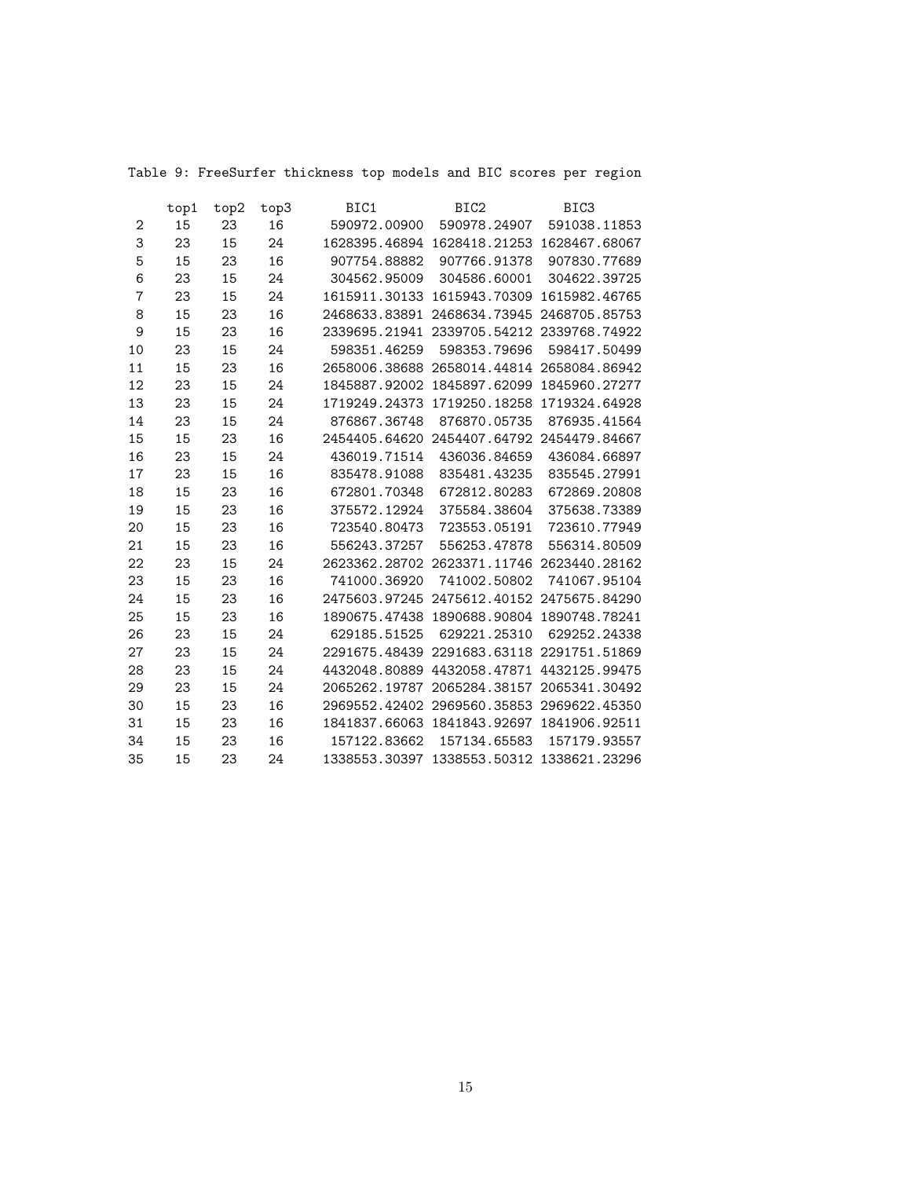Table 9: FreeSurfer thickness top models and BIC scores per region

| | top1 | top2 | top3 | BIC1 | BIC2 | BIC3 |
|---|---|---|---|---|---|---|
| 2 | 15 | 23 | 16 | 590972.00900 | 590978.24907 | 591038.11853 |
| 3 | 23 | 15 | 24 | 1628395.46894 | 1628418.21253 | 1628467.68067 |
| 5 | 15 | 23 | 16 | 907754.88882 | 907766.91378 | 907830.77689 |
| 6 | 23 | 15 | 24 | 304562.95009 | 304586.60001 | 304622.39725 |
| 7 | 23 | 15 | 24 | 1615911.30133 | 1615943.70309 | 1615982.46765 |
| 8 | 15 | 23 | 16 | 2468633.83891 | 2468634.73945 | 2468705.85753 |
| 9 | 15 | 23 | 16 | 2339695.21941 | 2339705.54212 | 2339768.74922 |
| 10 | 23 | 15 | 24 | 598351.46259 | 598353.79696 | 598417.50499 |
| 11 | 15 | 23 | 16 | 2658006.38688 | 2658014.44814 | 2658084.86942 |
| 12 | 23 | 15 | 24 | 1845887.92002 | 1845897.62099 | 1845960.27277 |
| 13 | 23 | 15 | 24 | 1719249.24373 | 1719250.18258 | 1719324.64928 |
| 14 | 23 | 15 | 24 | 876867.36748 | 876870.05735 | 876935.41564 |
| 15 | 15 | 23 | 16 | 2454405.64620 | 2454407.64792 | 2454479.84667 |
| 16 | 23 | 15 | 24 | 436019.71514 | 436036.84659 | 436084.66897 |
| 17 | 23 | 15 | 16 | 835478.91088 | 835481.43235 | 835545.27991 |
| 18 | 15 | 23 | 16 | 672801.70348 | 672812.80283 | 672869.20808 |
| 19 | 15 | 23 | 16 | 375572.12924 | 375584.38604 | 375638.73389 |
| 20 | 15 | 23 | 16 | 723540.80473 | 723553.05191 | 723610.77949 |
| 21 | 15 | 23 | 16 | 556243.37257 | 556253.47878 | 556314.80509 |
| 22 | 23 | 15 | 24 | 2623362.28702 | 2623371.11746 | 2623440.28162 |
| 23 | 15 | 23 | 16 | 741000.36920 | 741002.50802 | 741067.95104 |
| 24 | 15 | 23 | 16 | 2475603.97245 | 2475612.40152 | 2475675.84290 |
| 25 | 15 | 23 | 16 | 1890675.47438 | 1890688.90804 | 1890748.78241 |
| 26 | 23 | 15 | 24 | 629185.51525 | 629221.25310 | 629252.24338 |
| 27 | 23 | 15 | 24 | 2291675.48439 | 2291683.63118 | 2291751.51869 |
| 28 | 23 | 15 | 24 | 4432048.80889 | 4432058.47871 | 4432125.99475 |
| 29 | 23 | 15 | 24 | 2065262.19787 | 2065284.38157 | 2065341.30492 |
| 30 | 15 | 23 | 16 | 2969552.42402 | 2969560.35853 | 2969622.45350 |
| 31 | 15 | 23 | 16 | 1841837.66063 | 1841843.92697 | 1841906.92511 |
| 34 | 15 | 23 | 16 | 157122.83662 | 157134.65583 | 157179.93557 |
| 35 | 15 | 23 | 24 | 1338553.30397 | 1338553.50312 | 1338621.23296 |